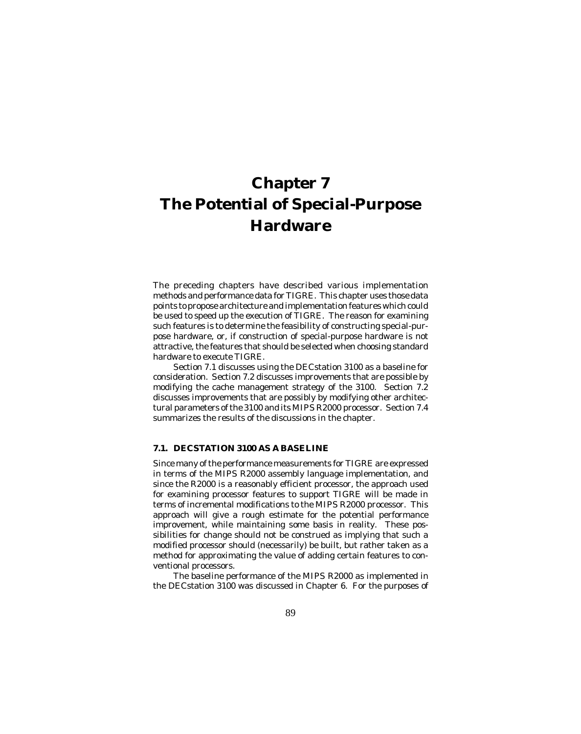# Chapter 7
# The Potential of Special-Purpose Hardware

The preceding chapters have described various implementation methods and performance data for TIGRE. This chapter uses those data points to propose architecture and implementation features which could be used to speed up the execution of TIGRE. The reason for examining such features is to determine the feasibility of constructing special-purpose hardware, or, if construction of special-purpose hardware is not attractive, the features that should be selected when choosing standard hardware to execute TIGRE.

Section 7.1 discusses using the DECstation 3100 as a baseline for consideration. Section 7.2 discusses improvements that are possible by modifying the cache management strategy of the 3100. Section 7.2 discusses improvements that are possibly by modifying other architectural parameters of the 3100 and its MIPS R2000 processor. Section 7.4 summarizes the results of the discussions in the chapter.

### 7.1. DECSTATION 3100 AS A BASELINE

Since many of the performance measurements for TIGRE are expressed in terms of the MIPS R2000 assembly language implementation, and since the R2000 is a reasonably efficient processor, the approach used for examining processor features to support TIGRE will be made in terms of incremental modifications to the MIPS R2000 processor. This approach will give a rough estimate for the potential performance improvement, while maintaining some basis in reality. These possibilities for change should not be construed as implying that such a modified processor should (necessarily) be built, but rather taken as a method for approximating the value of adding certain features to conventional processors.

The baseline performance of the MIPS R2000 as implemented in the DECstation 3100 was discussed in Chapter 6. For the purposes of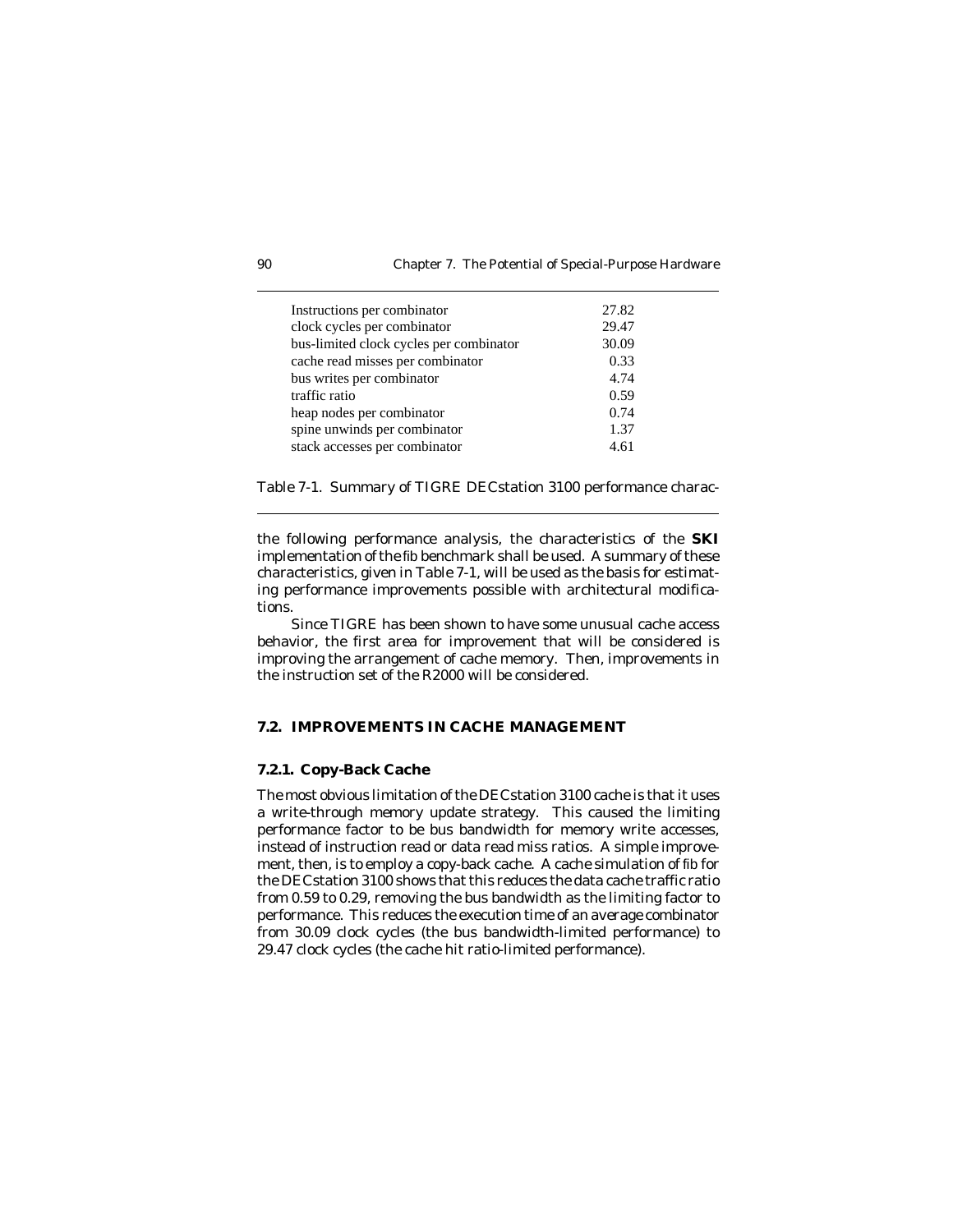| | |
|---|---|
| Instructions per combinator | 27.82 |
| clock cycles per combinator | 29.47 |
| bus-limited clock cycles per combinator | 30.09 |
| cache read misses per combinator | 0.33 |
| bus writes per combinator | 4.74 |
| traffic ratio | 0.59 |
| heap nodes per combinator | 0.74 |
| spine unwinds per combinator | 1.37 |
| stack accesses per combinator | 4.61 |

Table 7-1. Summary of TIGRE DECstation 3100 performance charac-

the following performance analysis, the characteristics of the **SKI** implementation of the fib benchmark shall be used. A summary of these characteristics, given in Table 7-1, will be used as the basis for estimating performance improvements possible with architectural modifications.

Since TIGRE has been shown to have some unusual cache access behavior, the first area for improvement that will be considered is improving the arrangement of cache memory. Then, improvements in the instruction set of the R2000 will be considered.

## 7.2. IMPROVEMENTS IN CACHE MANAGEMENT

### 7.2.1. Copy-Back Cache

The most obvious limitation of the DECstation 3100 cache is that it uses a write-through memory update strategy. This caused the limiting performance factor to be bus bandwidth for memory write accesses, instead of instruction read or data read miss ratios. A simple improvement, then, is to employ a copy-back cache. A cache simulation of fib for the DECstation 3100 shows that this reduces the data cache traffic ratio from 0.59 to 0.29, removing the bus bandwidth as the limiting factor to performance. This reduces the execution time of an average combinator from 30.09 clock cycles (the bus bandwidth-limited performance) to 29.47 clock cycles (the cache hit ratio-limited performance).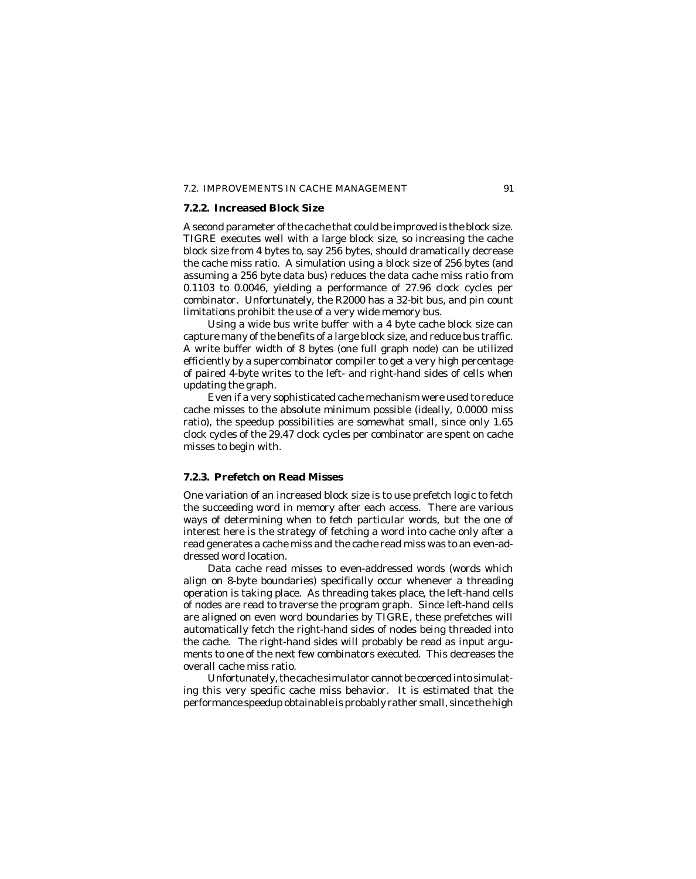### 7.2.2. Increased Block Size

A second parameter of the cache that could be improved is the block size. TIGRE executes well with a large block size, so increasing the cache block size from 4 bytes to, say 256 bytes, should dramatically decrease the cache miss ratio. A simulation using a block size of 256 bytes (and assuming a 256 byte data bus) reduces the data cache miss ratio from 0.1103 to 0.0046, yielding a performance of 27.96 clock cycles per combinator. Unfortunately, the R2000 has a 32-bit bus, and pin count limitations prohibit the use of a very wide memory bus.

Using a wide bus write buffer with a 4 byte cache block size can capture many of the benefits of a large block size, and reduce bus traffic. A write buffer width of 8 bytes (one full graph node) can be utilized efficiently by a supercombinator compiler to get a very high percentage of paired 4-byte writes to the left- and right-hand sides of cells when updating the graph.

Even if a very sophisticated cache mechanism were used to reduce cache misses to the absolute minimum possible (ideally, 0.0000 miss ratio), the speedup possibilities are somewhat small, since only 1.65 clock cycles of the 29.47 clock cycles per combinator are spent on cache misses to begin with.

### 7.2.3. Prefetch on Read Misses

One variation of an increased block size is to use prefetch logic to fetch the succeeding word in memory after each access. There are various ways of determining when to fetch particular words, but the one of interest here is the strategy of fetching a word into cache only after a read generates a cache miss and the cache read miss was to an even-addressed word location.

Data cache read misses to even-addressed words (words which align on 8-byte boundaries) specifically occur whenever a threading operation is taking place. As threading takes place, the left-hand cells of nodes are read to traverse the program graph. Since left-hand cells are aligned on even word boundaries by TIGRE, these prefetches will automatically fetch the right-hand sides of nodes being threaded into the cache. The right-hand sides will probably be read as input arguments to one of the next few combinators executed. This decreases the overall cache miss ratio.

Unfortunately, the cache simulator cannot be coerced into simulating this very specific cache miss behavior. It is estimated that the performance speedup obtainable is probably rather small, since the high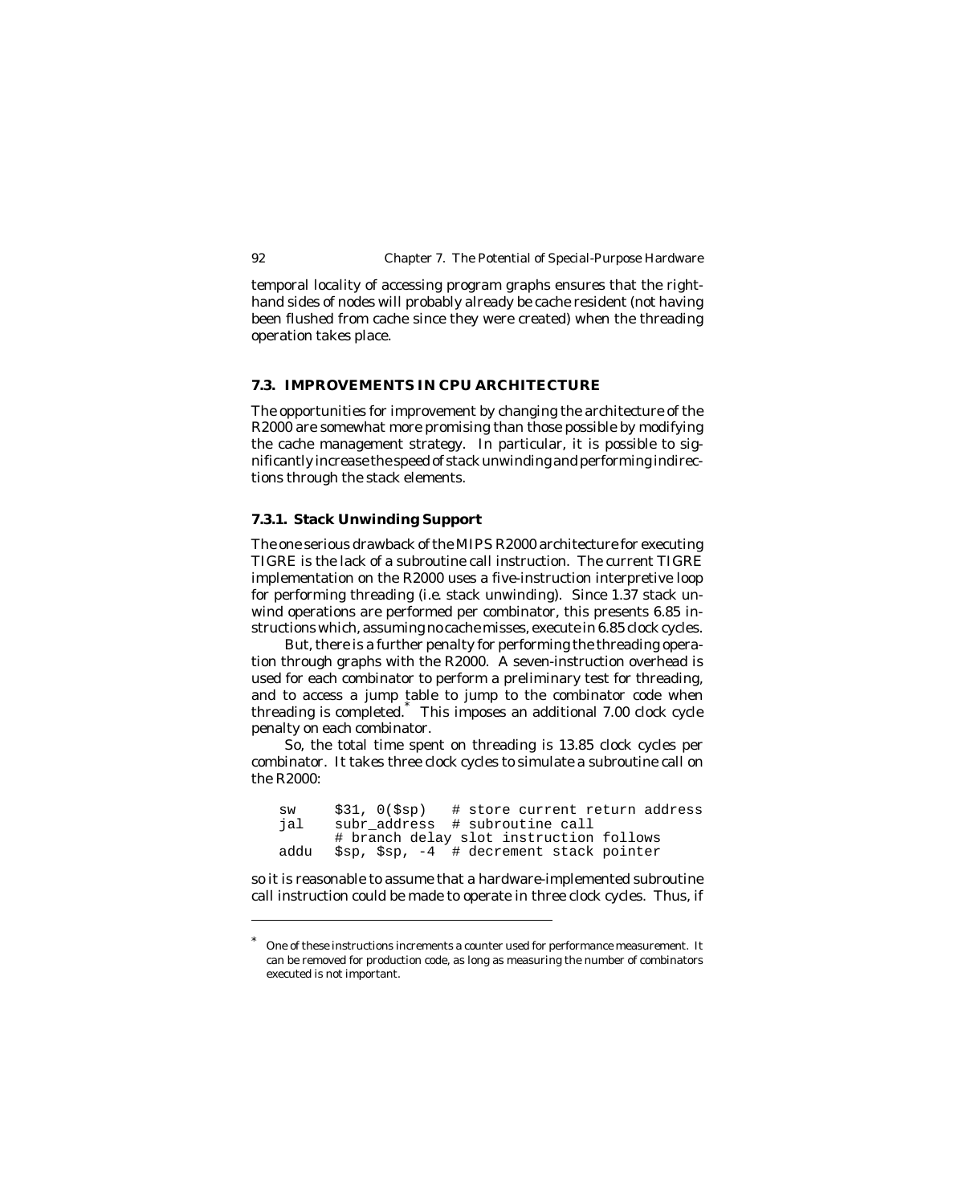temporal locality of accessing program graphs ensures that the right-hand sides of nodes will probably already be cache resident (not having been flushed from cache since they were created) when the threading operation takes place.

## 7.3. IMPROVEMENTS IN CPU ARCHITECTURE

The opportunities for improvement by changing the architecture of the R2000 are somewhat more promising than those possible by modifying the cache management strategy. In particular, it is possible to significantly increase the speed of stack unwinding and performing indirections through the stack elements.

### 7.3.1. Stack Unwinding Support

The one serious drawback of the MIPS R2000 architecture for executing TIGRE is the lack of a subroutine call instruction. The current TIGRE implementation on the R2000 uses a five-instruction interpretive loop for performing threading (i.e. stack unwinding). Since 1.37 stack unwind operations are performed per combinator, this presents 6.85 instructions which, assuming no cache misses, execute in 6.85 clock cycles.

But, there is a further penalty for performing the threading operation through graphs with the R2000. A seven-instruction overhead is used for each combinator to perform a preliminary test for threading, and to access a jump table to jump to the combinator code when threading is completed.* This imposes an additional 7.00 clock cycle penalty on each combinator.

So, the total time spent on threading is 13.85 clock cycles per combinator. It takes three clock cycles to simulate a subroutine call on the R2000:

```
sw     $31, 0($sp)   # store current return address
jal    subr_address  # subroutine call
       # branch delay slot instruction follows
addu   $sp, $sp, -4  # decrement stack pointer
```

so it is reasonable to assume that a hardware-implemented subroutine call instruction could be made to operate in three clock cycles. Thus, if

---

* One of these instructions increments a counter used for performance measurement. It can be removed for production code, as long as measuring the number of combinators executed is not important.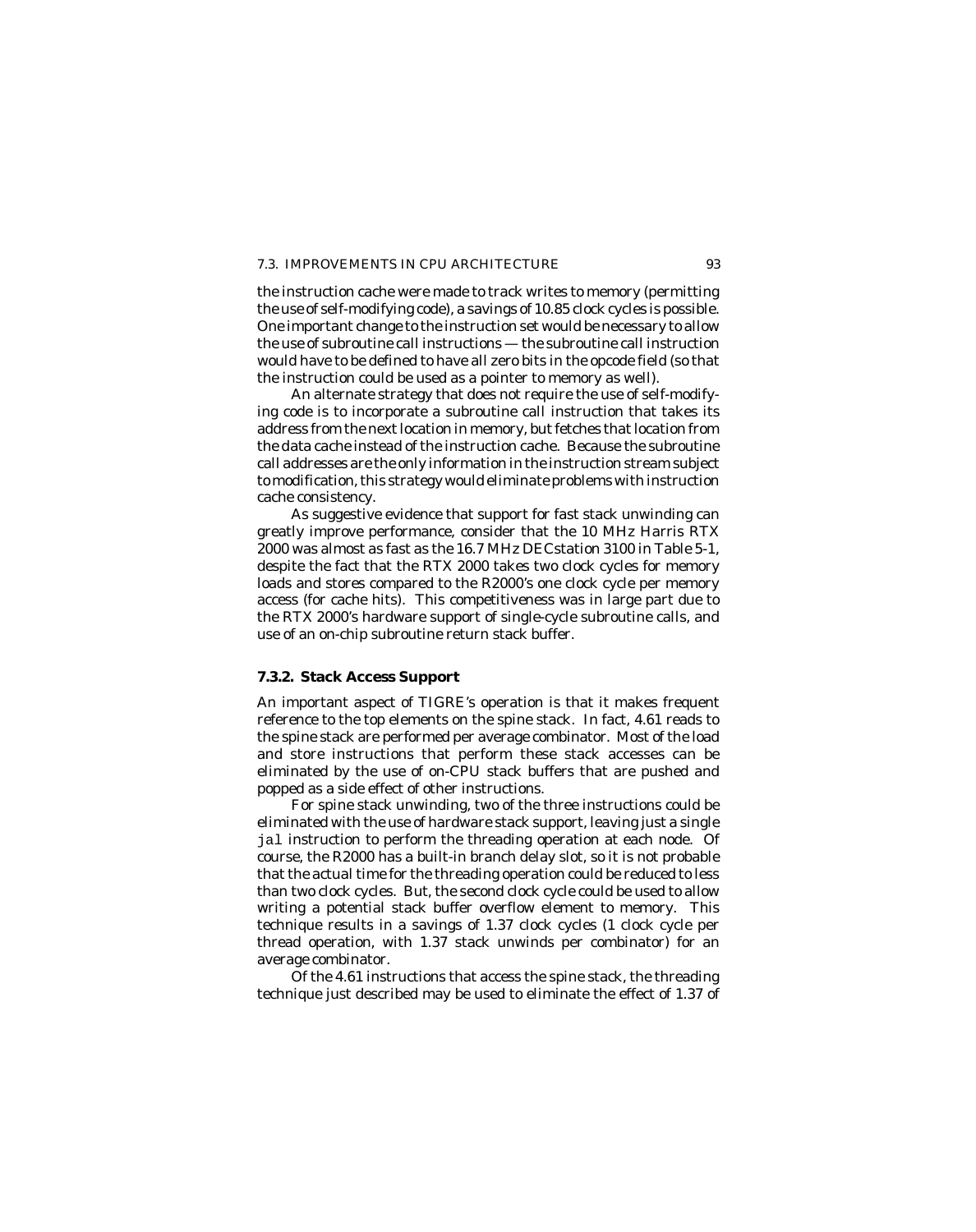the instruction cache were made to track writes to memory (permitting the use of self-modifying code), a savings of 10.85 clock cycles is possible. One important change to the instruction set would be necessary to allow the use of subroutine call instructions — the subroutine call instruction would have to be defined to have all zero bits in the opcode field (so that the instruction could be used as a pointer to memory as well).

An alternate strategy that does not require the use of self-modifying code is to incorporate a subroutine call instruction that takes its address from the next location in memory, but fetches that location from the data cache instead of the instruction cache. Because the subroutine call addresses are the only information in the instruction stream subject to modification, this strategy would eliminate problems with instruction cache consistency.

As suggestive evidence that support for fast stack unwinding can greatly improve performance, consider that the 10 MHz Harris RTX 2000 was almost as fast as the 16.7 MHz DECstation 3100 in Table 5-1, despite the fact that the RTX 2000 takes two clock cycles for memory loads and stores compared to the R2000's one clock cycle per memory access (for cache hits). This competitiveness was in large part due to the RTX 2000's hardware support of single-cycle subroutine calls, and use of an on-chip subroutine return stack buffer.

### 7.3.2. Stack Access Support

An important aspect of TIGRE's operation is that it makes frequent reference to the top elements on the spine stack. In fact, 4.61 reads to the spine stack are performed per average combinator. Most of the load and store instructions that perform these stack accesses can be eliminated by the use of on-CPU stack buffers that are pushed and popped as a side effect of other instructions.

For spine stack unwinding, two of the three instructions could be eliminated with the use of hardware stack support, leaving just a single `jal` instruction to perform the threading operation at each node. Of course, the R2000 has a built-in branch delay slot, so it is not probable that the actual time for the threading operation could be reduced to less than two clock cycles. But, the second clock cycle could be used to allow writing a potential stack buffer overflow element to memory. This technique results in a savings of 1.37 clock cycles (1 clock cycle per thread operation, with 1.37 stack unwinds per combinator) for an average combinator.

Of the 4.61 instructions that access the spine stack, the threading technique just described may be used to eliminate the effect of 1.37 of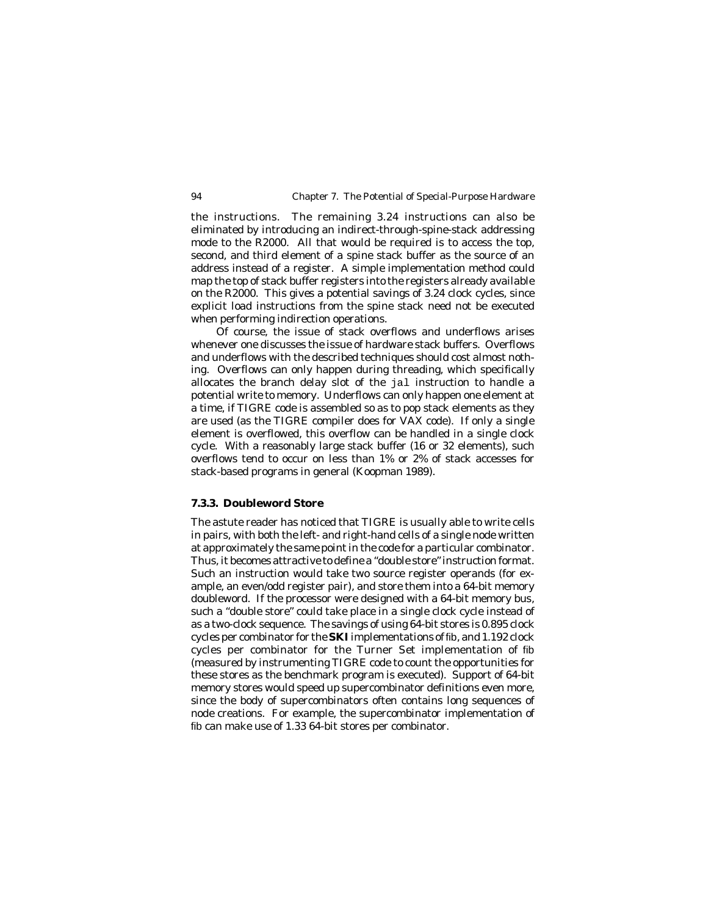the instructions. The remaining 3.24 instructions can also be eliminated by introducing an indirect-through-spine-stack addressing mode to the R2000. All that would be required is to access the top, second, and third element of a spine stack buffer as the source of an address instead of a register. A simple implementation method could map the top of stack buffer registers into the registers already available on the R2000. This gives a potential savings of 3.24 clock cycles, since explicit load instructions from the spine stack need not be executed when performing indirection operations.

Of course, the issue of stack overflows and underflows arises whenever one discusses the issue of hardware stack buffers. Overflows and underflows with the described techniques should cost almost nothing. Overflows can only happen during threading, which specifically allocates the branch delay slot of the `jal` instruction to handle a potential write to memory. Underflows can only happen one element at a time, if TIGRE code is assembled so as to pop stack elements as they are used (as the TIGRE compiler does for VAX code). If only a single element is overflowed, this overflow can be handled in a single clock cycle. With a reasonably large stack buffer (16 or 32 elements), such overflows tend to occur on less than 1% or 2% of stack accesses for stack-based programs in general (Koopman 1989).

### 7.3.3. Doubleword Store

The astute reader has noticed that TIGRE is usually able to write cells in pairs, with both the left- and right-hand cells of a single node written at approximately the same point in the code for a particular combinator. Thus, it becomes attractive to define a "double store" instruction format. Such an instruction would take two source register operands (for example, an even/odd register pair), and store them into a 64-bit memory doubleword. If the processor were designed with a 64-bit memory bus, such a "double store" could take place in a single clock cycle instead of as a two-clock sequence. The savings of using 64-bit stores is 0.895 clock cycles per combinator for the **SKI** implementations of fib, and 1.192 clock cycles per combinator for the Turner Set implementation of fib (measured by instrumenting TIGRE code to count the opportunities for these stores as the benchmark program is executed). Support of 64-bit memory stores would speed up supercombinator definitions even more, since the body of supercombinators often contains long sequences of node creations. For example, the supercombinator implementation of fib can make use of 1.33 64-bit stores per combinator.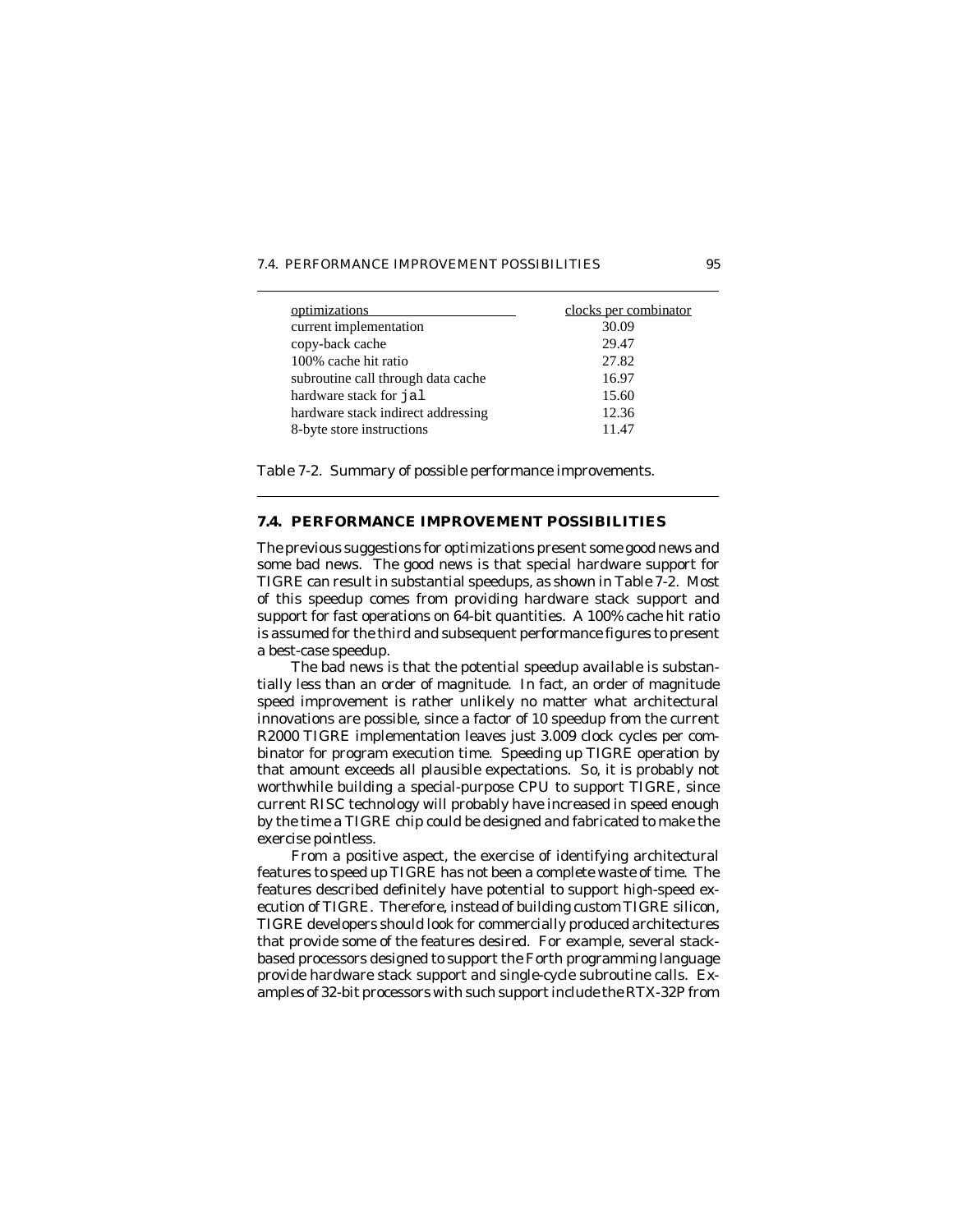| optimizations | clocks per combinator |
|---|---|
| current implementation | 30.09 |
| copy-back cache | 29.47 |
| 100% cache hit ratio | 27.82 |
| subroutine call through data cache | 16.97 |
| hardware stack for `jal` | 15.60 |
| hardware stack indirect addressing | 12.36 |
| 8-byte store instructions | 11.47 |

Table 7-2. Summary of possible performance improvements.

## 7.4. PERFORMANCE IMPROVEMENT POSSIBILITIES

The previous suggestions for optimizations present some good news and some bad news. The good news is that special hardware support for TIGRE can result in substantial speedups, as shown in Table 7-2. Most of this speedup comes from providing hardware stack support and support for fast operations on 64-bit quantities. A 100% cache hit ratio is assumed for the third and subsequent performance figures to present a best-case speedup.

The bad news is that the potential speedup available is substantially less than an order of magnitude. In fact, an order of magnitude speed improvement is rather unlikely no matter what architectural innovations are possible, since a factor of 10 speedup from the current R2000 TIGRE implementation leaves just 3.009 clock cycles per combinator for program execution time. Speeding up TIGRE operation by that amount exceeds all plausible expectations. So, it is probably not worthwhile building a special-purpose CPU to support TIGRE, since current RISC technology will probably have increased in speed enough by the time a TIGRE chip could be designed and fabricated to make the exercise pointless.

From a positive aspect, the exercise of identifying architectural features to speed up TIGRE has not been a complete waste of time. The features described definitely have potential to support high-speed execution of TIGRE. Therefore, instead of building custom TIGRE silicon, TIGRE developers should look for commercially produced architectures that provide some of the features desired. For example, several stack-based processors designed to support the Forth programming language provide hardware stack support and single-cycle subroutine calls. Examples of 32-bit processors with such support include the RTX-32P from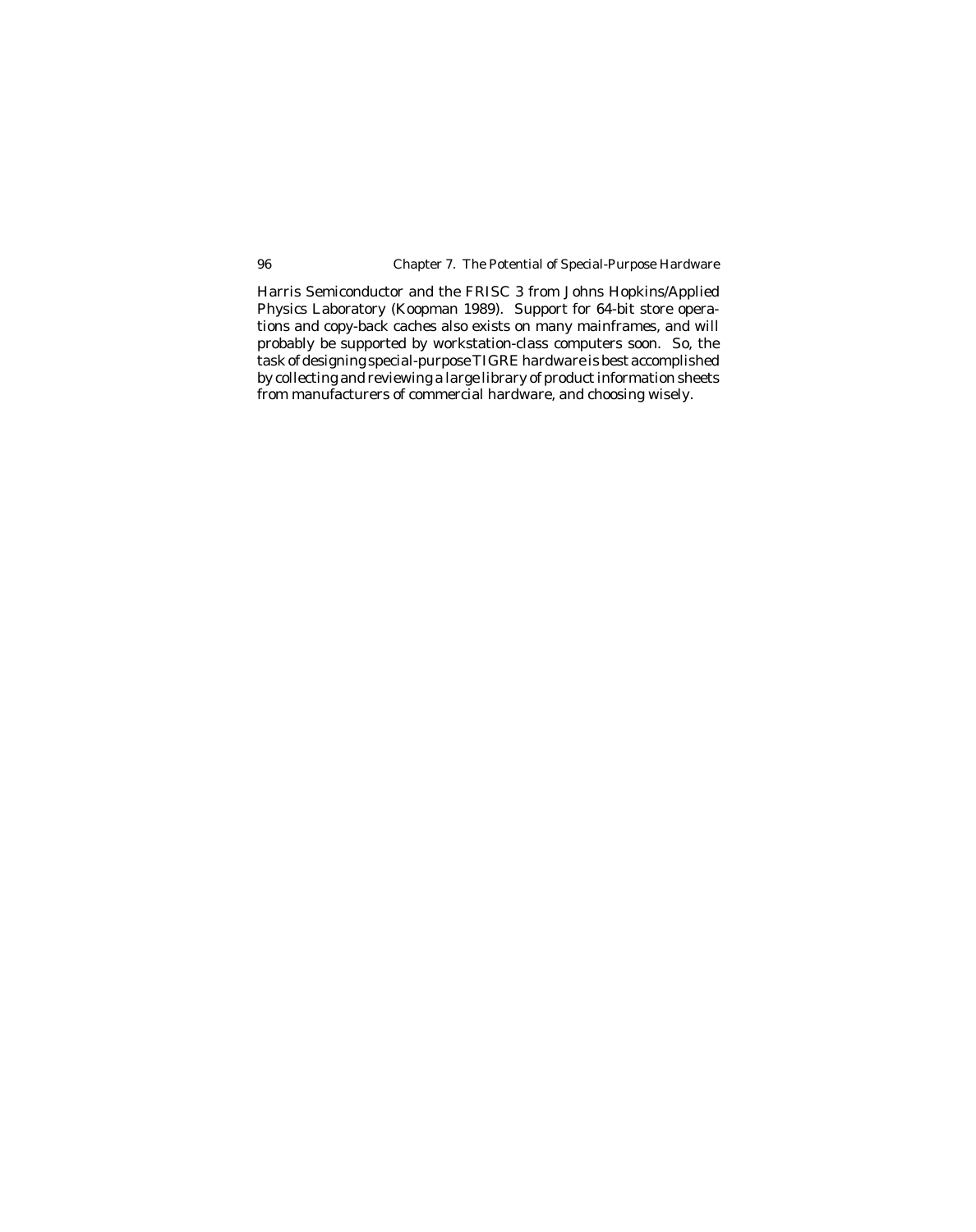Harris Semiconductor and the FRISC 3 from Johns Hopkins/Applied Physics Laboratory (Koopman 1989). Support for 64-bit store operations and copy-back caches also exists on many mainframes, and will probably be supported by workstation-class computers soon. So, the task of designing special-purpose TIGRE hardware is best accomplished by collecting and reviewing a large library of product information sheets from manufacturers of commercial hardware, and choosing wisely.